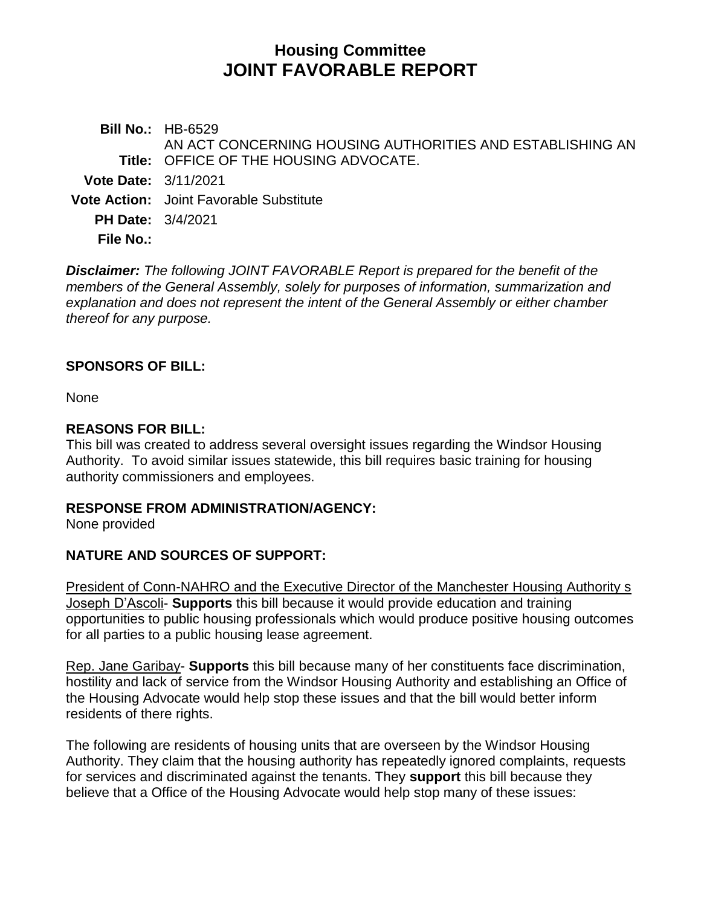# Housing Committee
# JOINT FAVORABLE REPORT

**Bill No.:** HB-6529

**Title:** AN ACT CONCERNING HOUSING AUTHORITIES AND ESTABLISHING AN OFFICE OF THE HOUSING ADVOCATE.

**Vote Date:** 3/11/2021

**Vote Action:** Joint Favorable Substitute

**PH Date:** 3/4/2021

**File No.:**

***Disclaimer:*** *The following JOINT FAVORABLE Report is prepared for the benefit of the members of the General Assembly, solely for purposes of information, summarization and explanation and does not represent the intent of the General Assembly or either chamber thereof for any purpose.*

## SPONSORS OF BILL:

None

## REASONS FOR BILL:

This bill was created to address several oversight issues regarding the Windsor Housing Authority. To avoid similar issues statewide, this bill requires basic training for housing authority commissioners and employees.

## RESPONSE FROM ADMINISTRATION/AGENCY:

None provided

## NATURE AND SOURCES OF SUPPORT:

President of Conn-NAHRO and the Executive Director of the Manchester Housing Authority s Joseph D'Ascoli- **Supports** this bill because it would provide education and training opportunities to public housing professionals which would produce positive housing outcomes for all parties to a public housing lease agreement.

Rep. Jane Garibay- **Supports** this bill because many of her constituents face discrimination, hostility and lack of service from the Windsor Housing Authority and establishing an Office of the Housing Advocate would help stop these issues and that the bill would better inform residents of there rights.

The following are residents of housing units that are overseen by the Windsor Housing Authority. They claim that the housing authority has repeatedly ignored complaints, requests for services and discriminated against the tenants. They **support** this bill because they believe that a Office of the Housing Advocate would help stop many of these issues: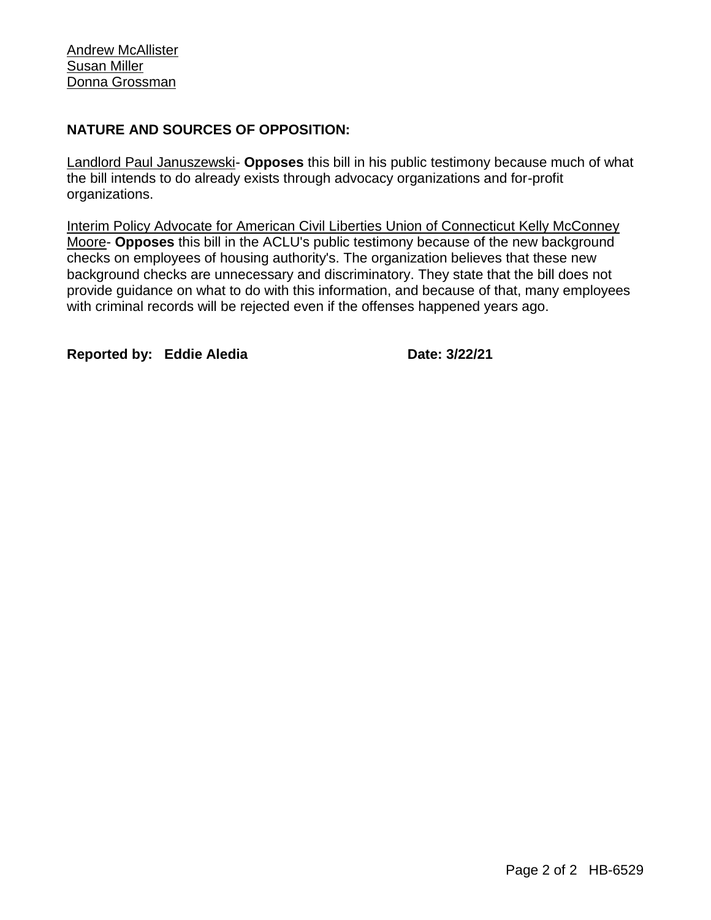Andrew McAllister
Susan Miller
Donna Grossman

**NATURE AND SOURCES OF OPPOSITION:**

Landlord Paul Januszewski- **Opposes** this bill in his public testimony because much of what the bill intends to do already exists through advocacy organizations and for-profit organizations.

Interim Policy Advocate for American Civil Liberties Union of Connecticut Kelly McConney Moore- **Opposes** this bill in the ACLU's public testimony because of the new background checks on employees of housing authority's. The organization believes that these new background checks are unnecessary and discriminatory. They state that the bill does not provide guidance on what to do with this information, and because of that, many employees with criminal records will be rejected even if the offenses happened years ago.

**Reported by: Eddie Aledia** **Date: 3/22/21**